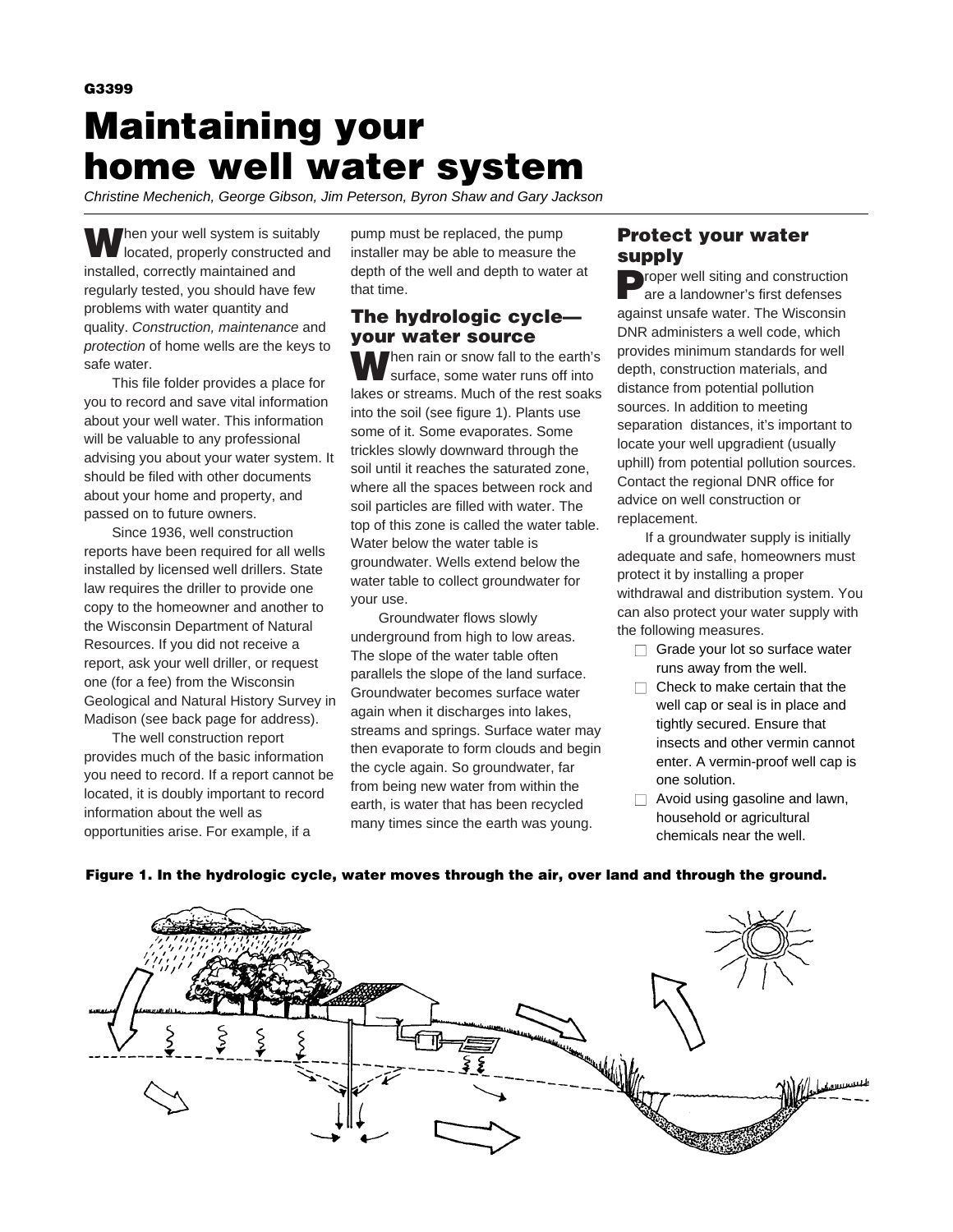G3399

# Maintaining your home well water system

*Christine Mechenich, George Gibson, Jim Peterson, Byron Shaw and Gary Jackson*

When your well system is suitably located, properly constructed and installed, correctly maintained and regularly tested, you should have few problems with water quantity and quality. *Construction, maintenance* and *protection* of home wells are the keys to safe water.

This file folder provides a place for you to record and save vital information about your well water. This information will be valuable to any professional advising you about your water system. It should be filed with other documents about your home and property, and passed on to future owners.

Since 1936, well construction reports have been required for all wells installed by licensed well drillers. State law requires the driller to provide one copy to the homeowner and another to the Wisconsin Department of Natural Resources. If you did not receive a report, ask your well driller, or request one (for a fee) from the Wisconsin Geological and Natural History Survey in Madison (see back page for address).

The well construction report provides much of the basic information you need to record. If a report cannot be located, it is doubly important to record information about the well as opportunities arise. For example, if a pump must be replaced, the pump installer may be able to measure the depth of the well and depth to water at that time.

## The hydrologic cycle—your water source

When rain or snow fall to the earth's surface, some water runs off into lakes or streams. Much of the rest soaks into the soil (see figure 1). Plants use some of it. Some evaporates. Some trickles slowly downward through the soil until it reaches the saturated zone, where all the spaces between rock and soil particles are filled with water. The top of this zone is called the water table. Water below the water table is groundwater. Wells extend below the water table to collect groundwater for your use.

Groundwater flows slowly underground from high to low areas. The slope of the water table often parallels the slope of the land surface. Groundwater becomes surface water again when it discharges into lakes, streams and springs. Surface water may then evaporate to form clouds and begin the cycle again. So groundwater, far from being new water from within the earth, is water that has been recycled many times since the earth was young.

## Protect your water supply

Proper well siting and construction are a landowner's first defenses against unsafe water. The Wisconsin DNR administers a well code, which provides minimum standards for well depth, construction materials, and distance from potential pollution sources. In addition to meeting separation distances, it's important to locate your well upgradient (usually uphill) from potential pollution sources. Contact the regional DNR office for advice on well construction or replacement.

If a groundwater supply is initially adequate and safe, homeowners must protect it by installing a proper withdrawal and distribution system. You can also protect your water supply with the following measures.

- ☐ Grade your lot so surface water runs away from the well.
- ☐ Check to make certain that the well cap or seal is in place and tightly secured. Ensure that insects and other vermin cannot enter. A vermin-proof well cap is one solution.
- ☐ Avoid using gasoline and lawn, household or agricultural chemicals near the well.

**Figure 1. In the hydrologic cycle, water moves through the air, over land and through the ground.**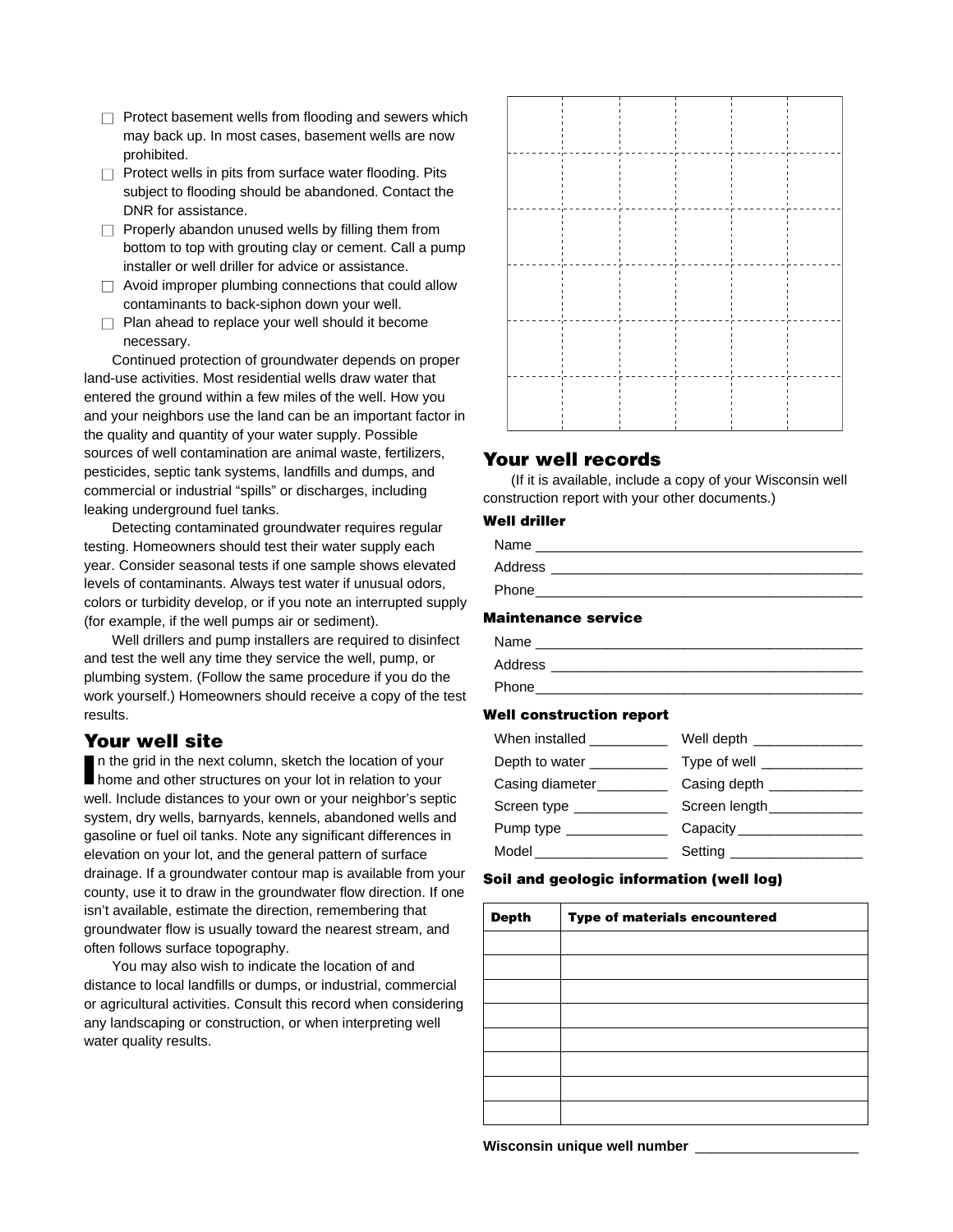- ☐ Protect basement wells from flooding and sewers which may back up. In most cases, basement wells are now prohibited.
- ☐ Protect wells in pits from surface water flooding. Pits subject to flooding should be abandoned. Contact the DNR for assistance.
- ☐ Properly abandon unused wells by filling them from bottom to top with grouting clay or cement. Call a pump installer or well driller for advice or assistance.
- ☐ Avoid improper plumbing connections that could allow contaminants to back-siphon down your well.
- ☐ Plan ahead to replace your well should it become necessary.

Continued protection of groundwater depends on proper land-use activities. Most residential wells draw water that entered the ground within a few miles of the well. How you and your neighbors use the land can be an important factor in the quality and quantity of your water supply. Possible sources of well contamination are animal waste, fertilizers, pesticides, septic tank systems, landfills and dumps, and commercial or industrial "spills" or discharges, including leaking underground fuel tanks.

Detecting contaminated groundwater requires regular testing. Homeowners should test their water supply each year. Consider seasonal tests if one sample shows elevated levels of contaminants. Always test water if unusual odors, colors or turbidity develop, or if you note an interrupted supply (for example, if the well pumps air or sediment).

Well drillers and pump installers are required to disinfect and test the well any time they service the well, pump, or plumbing system. (Follow the same procedure if you do the work yourself.) Homeowners should receive a copy of the test results.

## Your well site

In the grid in the next column, sketch the location of your home and other structures on your lot in relation to your well. Include distances to your own or your neighbor's septic system, dry wells, barnyards, kennels, abandoned wells and gasoline or fuel oil tanks. Note any significant differences in elevation on your lot, and the general pattern of surface drainage. If a groundwater contour map is available from your county, use it to draw in the groundwater flow direction. If one isn't available, estimate the direction, remembering that groundwater flow is usually toward the nearest stream, and often follows surface topography.

You may also wish to indicate the location of and distance to local landfills or dumps, or industrial, commercial or agricultural activities. Consult this record when considering any landscaping or construction, or when interpreting well water quality results.

| | | | | | |
|---|---|---|---|---|---|
| | | | | | |
| | | | | | |
| | | | | | |
| | | | | | |
| | | | | | |
| | | | | | |

## Your well records

(If it is available, include a copy of your Wisconsin well construction report with your other documents.)

### Well driller

Name ________________________________________

Address ________________________________________

Phone________________________________________

### Maintenance service

Name ________________________________________

Address ________________________________________

Phone________________________________________

### Well construction report

When installed __________ Well depth ______________

Depth to water __________ Type of well _____________

Casing diameter_________ Casing depth ____________

Screen type ____________ Screen length____________

Pump type _____________ Capacity ________________

Model_________________ Setting _________________

### Soil and geologic information (well log)

| Depth | Type of materials encountered |
|---|---|
| | |
| | |
| | |
| | |
| | |
| | |
| | |
| | |

**Wisconsin unique well number** _____________________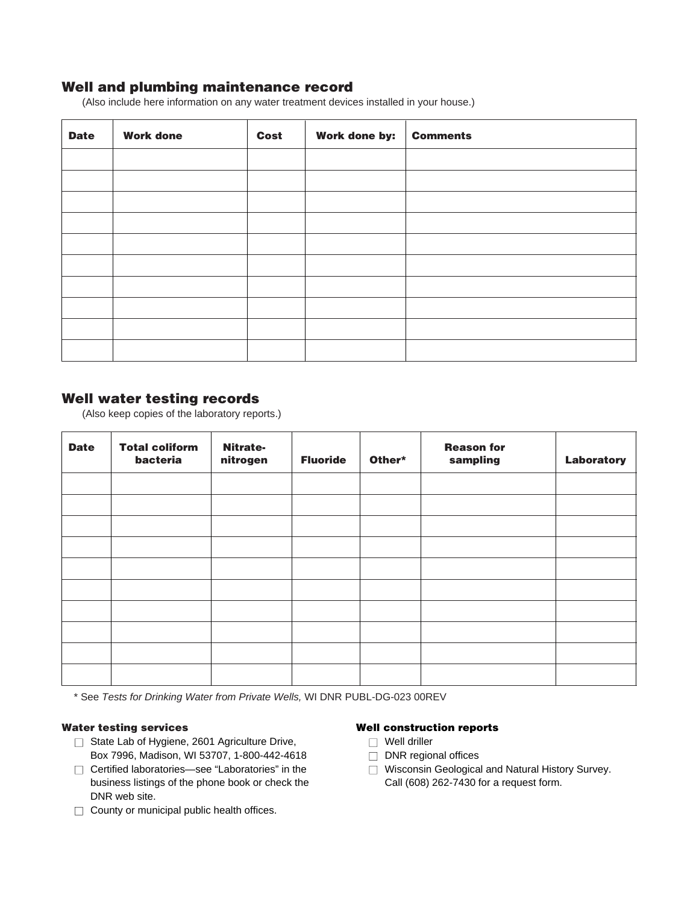## Well and plumbing maintenance record

(Also include here information on any water treatment devices installed in your house.)

| Date | Work done | Cost | Work done by: | Comments |
|---|---|---|---|---|
| | | | | |
| | | | | |
| | | | | |
| | | | | |
| | | | | |
| | | | | |
| | | | | |
| | | | | |
| | | | | |
| | | | | |

## Well water testing records

(Also keep copies of the laboratory reports.)

| Date | Total coliform bacteria | Nitrate-nitrogen | Fluoride | Other* | Reason for sampling | Laboratory |
|---|---|---|---|---|---|---|
| | | | | | | |
| | | | | | | |
| | | | | | | |
| | | | | | | |
| | | | | | | |
| | | | | | | |
| | | | | | | |
| | | | | | | |
| | | | | | | |
| | | | | | | |

\* See *Tests for Drinking Water from Private Wells,* WI DNR PUBL-DG-023 00REV

#### Water testing services

- ☐ State Lab of Hygiene, 2601 Agriculture Drive, Box 7996, Madison, WI 53707, 1-800-442-4618
- ☐ Certified laboratories—see "Laboratories" in the business listings of the phone book or check the DNR web site.
- ☐ County or municipal public health offices.

#### Well construction reports

- ☐ Well driller
- ☐ DNR regional offices
- ☐ Wisconsin Geological and Natural History Survey. Call (608) 262-7430 for a request form.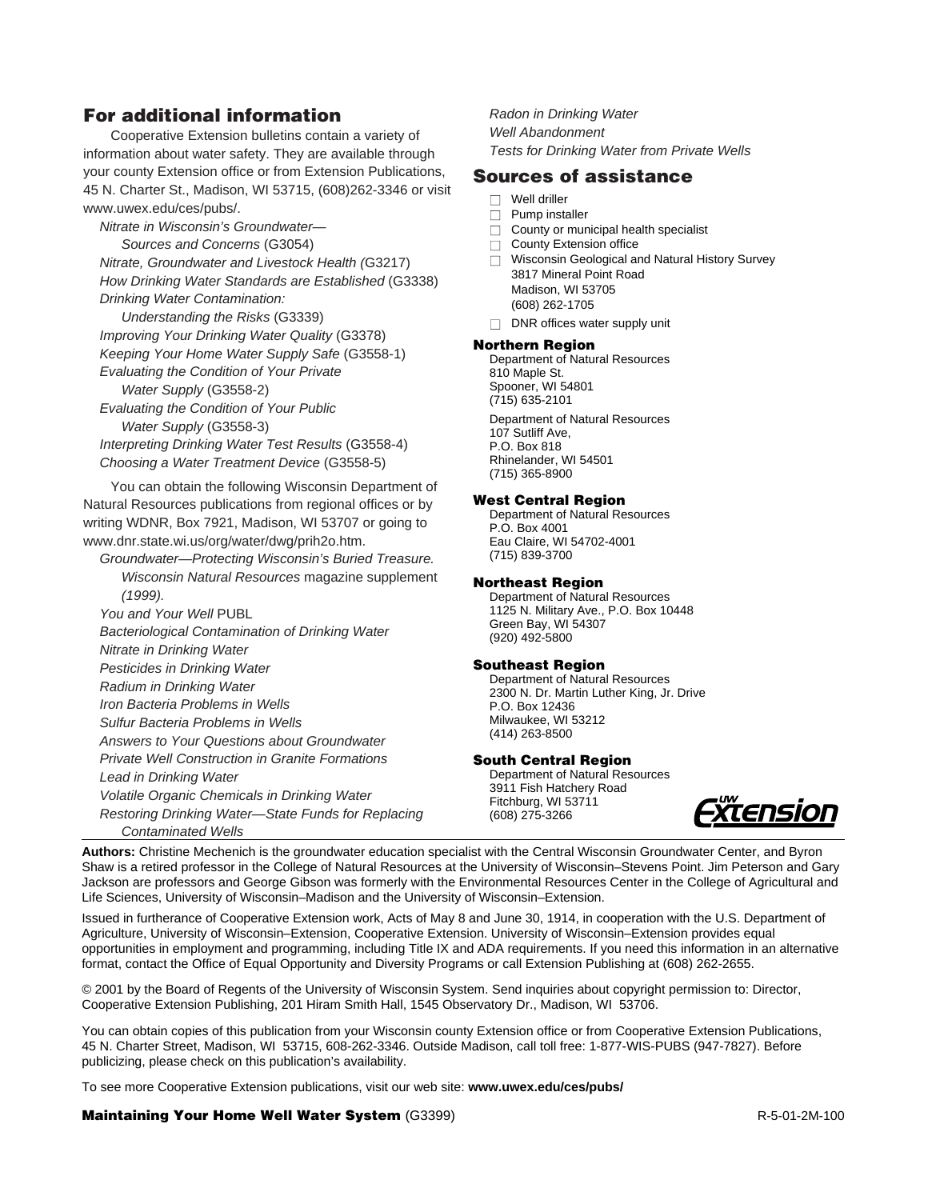## For additional information

Cooperative Extension bulletins contain a variety of information about water safety. They are available through your county Extension office or from Extension Publications, 45 N. Charter St., Madison, WI 53715, (608)262-3346 or visit www.uwex.edu/ces/pubs/.

*Nitrate in Wisconsin's Groundwater—Sources and Concerns* (G3054)
*Nitrate, Groundwater and Livestock Health (*G3217)
*How Drinking Water Standards are Established* (G3338)
*Drinking Water Contamination: Understanding the Risks* (G3339)
*Improving Your Drinking Water Quality* (G3378)
*Keeping Your Home Water Supply Safe* (G3558-1)
*Evaluating the Condition of Your Private Water Supply* (G3558-2)
*Evaluating the Condition of Your Public Water Supply* (G3558-3)
*Interpreting Drinking Water Test Results* (G3558-4)
*Choosing a Water Treatment Device* (G3558-5)

You can obtain the following Wisconsin Department of Natural Resources publications from regional offices or by writing WDNR, Box 7921, Madison, WI 53707 or going to www.dnr.state.wi.us/org/water/dwg/prih2o.htm.

*Groundwater—Protecting Wisconsin's Buried Treasure. Wisconsin Natural Resources* magazine supplement *(1999).*
*You and Your Well* PUBL
*Bacteriological Contamination of Drinking Water*
*Nitrate in Drinking Water*
*Pesticides in Drinking Water*
*Radium in Drinking Water*
*Iron Bacteria Problems in Wells*
*Sulfur Bacteria Problems in Wells*
*Answers to Your Questions about Groundwater*
*Private Well Construction in Granite Formations*
*Lead in Drinking Water*
*Volatile Organic Chemicals in Drinking Water*
*Restoring Drinking Water—State Funds for Replacing Contaminated Wells*
*Radon in Drinking Water*
*Well Abandonment*
*Tests for Drinking Water from Private Wells*

## Sources of assistance

- Well driller
- Pump installer
- County or municipal health specialist
- County Extension office
- Wisconsin Geological and Natural History Survey
  3817 Mineral Point Road
  Madison, WI 53705
  (608) 262-1705
- DNR offices water supply unit

### Northern Region

Department of Natural Resources
810 Maple St.
Spooner, WI 54801
(715) 635-2101

Department of Natural Resources
107 Sutliff Ave,
P.O. Box 818
Rhinelander, WI 54501
(715) 365-8900

### West Central Region

Department of Natural Resources
P.O. Box 4001
Eau Claire, WI 54702-4001
(715) 839-3700

### Northeast Region

Department of Natural Resources
1125 N. Military Ave., P.O. Box 10448
Green Bay, WI 54307
(920) 492-5800

### Southeast Region

Department of Natural Resources
2300 N. Dr. Martin Luther King, Jr. Drive
P.O. Box 12436
Milwaukee, WI 53212
(414) 263-8500

### South Central Region

Department of Natural Resources
3911 Fish Hatchery Road
Fitchburg, WI 53711
(608) 275-3266

UW Extension

**Authors:** Christine Mechenich is the groundwater education specialist with the Central Wisconsin Groundwater Center, and Byron Shaw is a retired professor in the College of Natural Resources at the University of Wisconsin–Stevens Point. Jim Peterson and Gary Jackson are professors and George Gibson was formerly with the Environmental Resources Center in the College of Agricultural and Life Sciences, University of Wisconsin–Madison and the University of Wisconsin–Extension.

Issued in furtherance of Cooperative Extension work, Acts of May 8 and June 30, 1914, in cooperation with the U.S. Department of Agriculture, University of Wisconsin–Extension, Cooperative Extension. University of Wisconsin–Extension provides equal opportunities in employment and programming, including Title IX and ADA requirements. If you need this information in an alternative format, contact the Office of Equal Opportunity and Diversity Programs or call Extension Publishing at (608) 262-2655.

© 2001 by the Board of Regents of the University of Wisconsin System. Send inquiries about copyright permission to: Director, Cooperative Extension Publishing, 201 Hiram Smith Hall, 1545 Observatory Dr., Madison, WI 53706.

You can obtain copies of this publication from your Wisconsin county Extension office or from Cooperative Extension Publications, 45 N. Charter Street, Madison, WI 53715, 608-262-3346. Outside Madison, call toll free: 1-877-WIS-PUBS (947-7827). Before publicizing, please check on this publication's availability.

To see more Cooperative Extension publications, visit our web site: **www.uwex.edu/ces/pubs/**

**Maintaining Your Home Well Water System** (G3399) R-5-01-2M-100